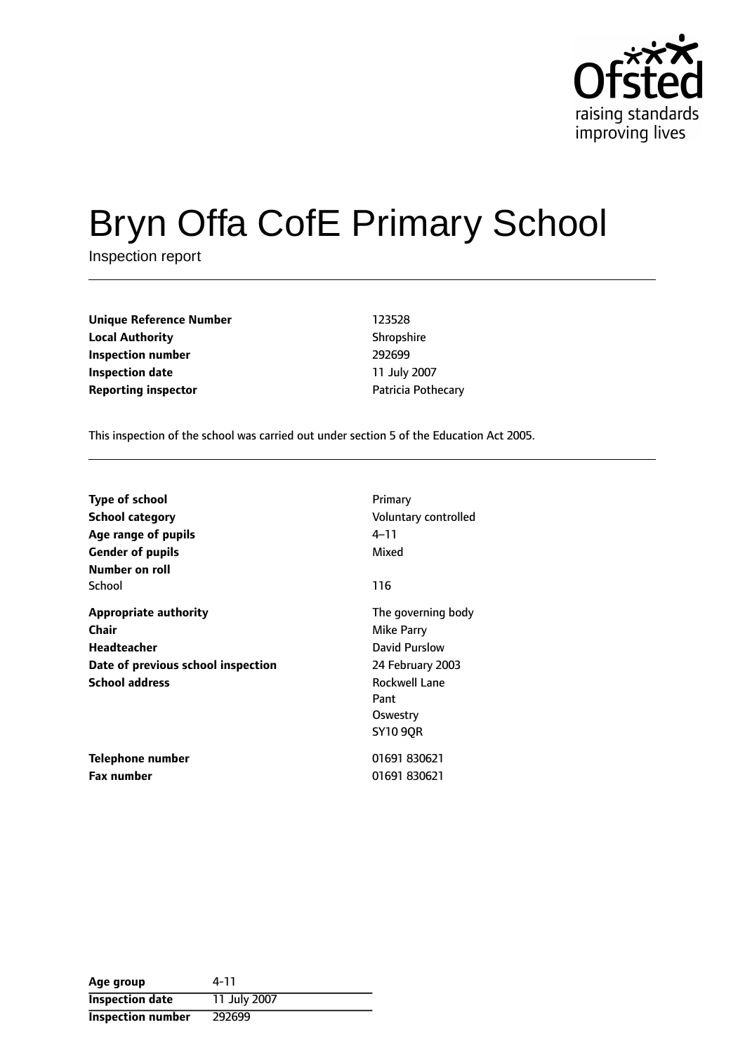Ofsted
raising standards
improving lives

# Bryn Offa CofE Primary School

Inspection report

| | |
|---|---|
| **Unique Reference Number** | 123528 |
| **Local Authority** | Shropshire |
| **Inspection number** | 292699 |
| **Inspection date** | 11 July 2007 |
| **Reporting inspector** | Patricia Pothecary |

This inspection of the school was carried out under section 5 of the Education Act 2005.

| | |
|---|---|
| **Type of school** | Primary |
| **School category** | Voluntary controlled |
| **Age range of pupils** | 4–11 |
| **Gender of pupils** | Mixed |
| **Number on roll** | |
| School | 116 |
| **Appropriate authority** | The governing body |
| **Chair** | Mike Parry |
| **Headteacher** | David Purslow |
| **Date of previous school inspection** | 24 February 2003 |
| **School address** | Rockwell Lane<br>Pant<br>Oswestry<br>SY10 9QR |
| **Telephone number** | 01691 830621 |
| **Fax number** | 01691 830621 |

| | |
|---|---|
| **Age group** | 4-11 |
| **Inspection date** | 11 July 2007 |
| **Inspection number** | 292699 |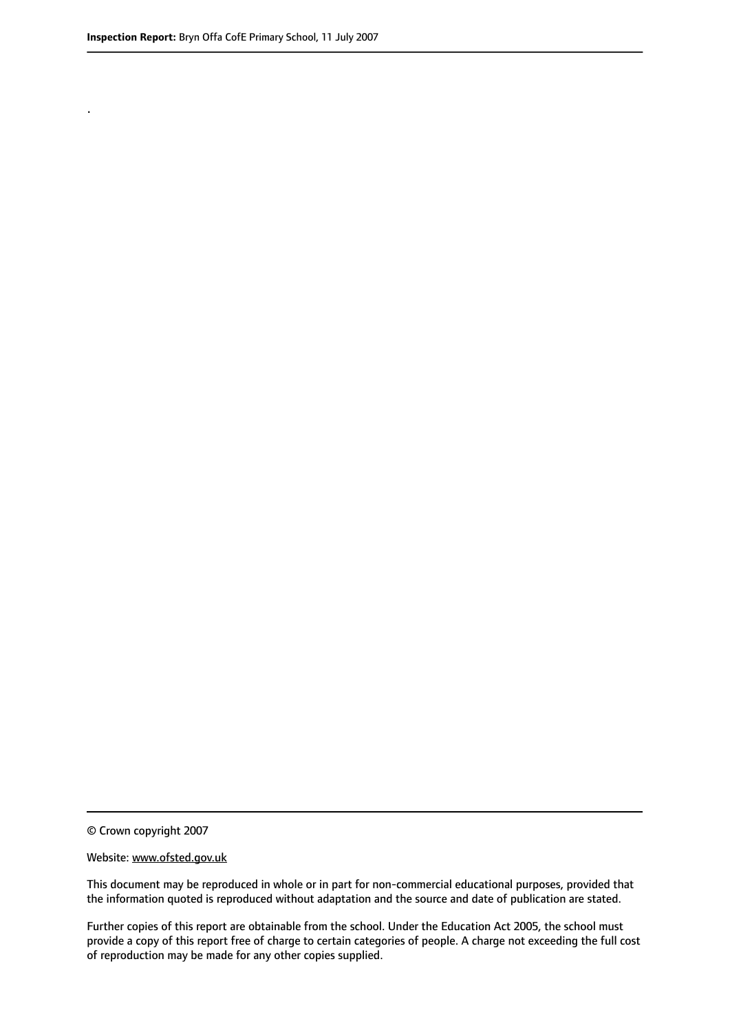.

© Crown copyright 2007

Website: www.ofsted.gov.uk

This document may be reproduced in whole or in part for non-commercial educational purposes, provided that the information quoted is reproduced without adaptation and the source and date of publication are stated.

Further copies of this report are obtainable from the school. Under the Education Act 2005, the school must provide a copy of this report free of charge to certain categories of people. A charge not exceeding the full cost of reproduction may be made for any other copies supplied.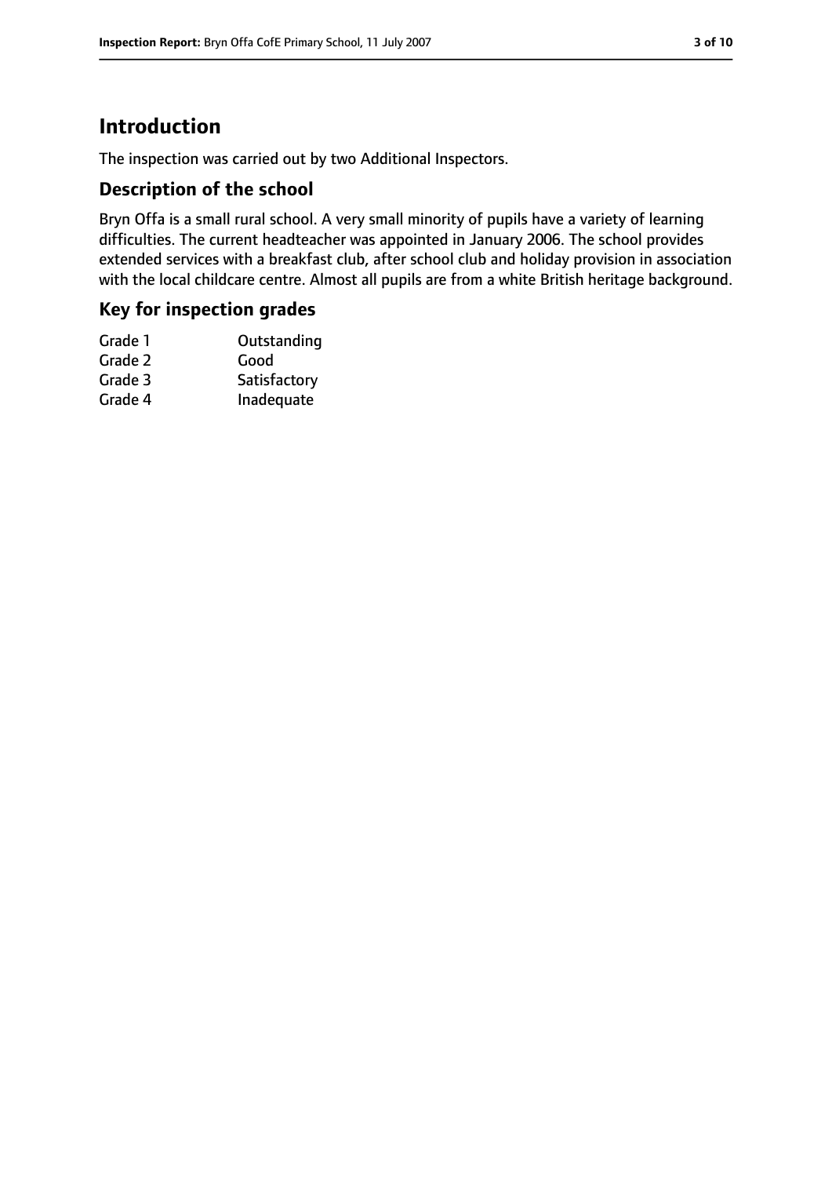# Introduction

The inspection was carried out by two Additional Inspectors.

## Description of the school

Bryn Offa is a small rural school. A very small minority of pupils have a variety of learning difficulties. The current headteacher was appointed in January 2006. The school provides extended services with a breakfast club, after school club and holiday provision in association with the local childcare centre. Almost all pupils are from a white British heritage background.

## Key for inspection grades

| | |
|---|---|
| Grade 1 | Outstanding |
| Grade 2 | Good |
| Grade 3 | Satisfactory |
| Grade 4 | Inadequate |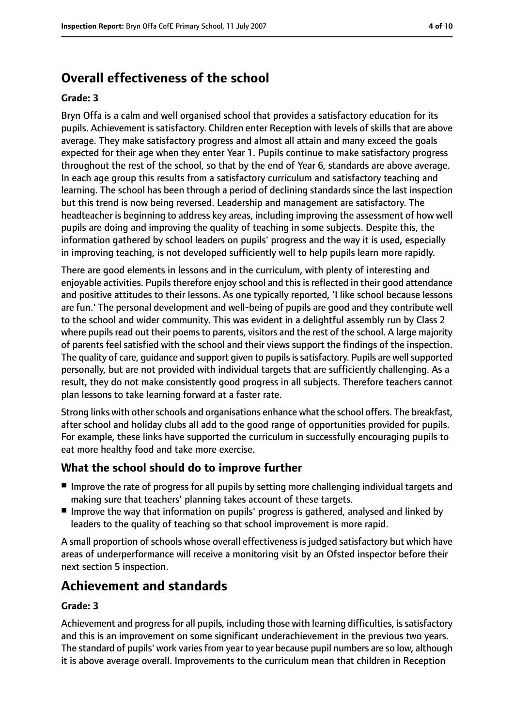## Overall effectiveness of the school

**Grade: 3**

Bryn Offa is a calm and well organised school that provides a satisfactory education for its pupils. Achievement is satisfactory. Children enter Reception with levels of skills that are above average. They make satisfactory progress and almost all attain and many exceed the goals expected for their age when they enter Year 1. Pupils continue to make satisfactory progress throughout the rest of the school, so that by the end of Year 6, standards are above average. In each age group this results from a satisfactory curriculum and satisfactory teaching and learning. The school has been through a period of declining standards since the last inspection but this trend is now being reversed. Leadership and management are satisfactory. The headteacher is beginning to address key areas, including improving the assessment of how well pupils are doing and improving the quality of teaching in some subjects. Despite this, the information gathered by school leaders on pupils' progress and the way it is used, especially in improving teaching, is not developed sufficiently well to help pupils learn more rapidly.

There are good elements in lessons and in the curriculum, with plenty of interesting and enjoyable activities. Pupils therefore enjoy school and this is reflected in their good attendance and positive attitudes to their lessons. As one typically reported, 'I like school because lessons are fun.' The personal development and well-being of pupils are good and they contribute well to the school and wider community. This was evident in a delightful assembly run by Class 2 where pupils read out their poems to parents, visitors and the rest of the school. A large majority of parents feel satisfied with the school and their views support the findings of the inspection. The quality of care, guidance and support given to pupils is satisfactory. Pupils are well supported personally, but are not provided with individual targets that are sufficiently challenging. As a result, they do not make consistently good progress in all subjects. Therefore teachers cannot plan lessons to take learning forward at a faster rate.

Strong links with other schools and organisations enhance what the school offers. The breakfast, after school and holiday clubs all add to the good range of opportunities provided for pupils. For example, these links have supported the curriculum in successfully encouraging pupils to eat more healthy food and take more exercise.

### What the school should do to improve further

- Improve the rate of progress for all pupils by setting more challenging individual targets and making sure that teachers' planning takes account of these targets.
- Improve the way that information on pupils' progress is gathered, analysed and linked by leaders to the quality of teaching so that school improvement is more rapid.

A small proportion of schools whose overall effectiveness is judged satisfactory but which have areas of underperformance will receive a monitoring visit by an Ofsted inspector before their next section 5 inspection.

## Achievement and standards

**Grade: 3**

Achievement and progress for all pupils, including those with learning difficulties, is satisfactory and this is an improvement on some significant underachievement in the previous two years. The standard of pupils' work varies from year to year because pupil numbers are so low, although it is above average overall. Improvements to the curriculum mean that children in Reception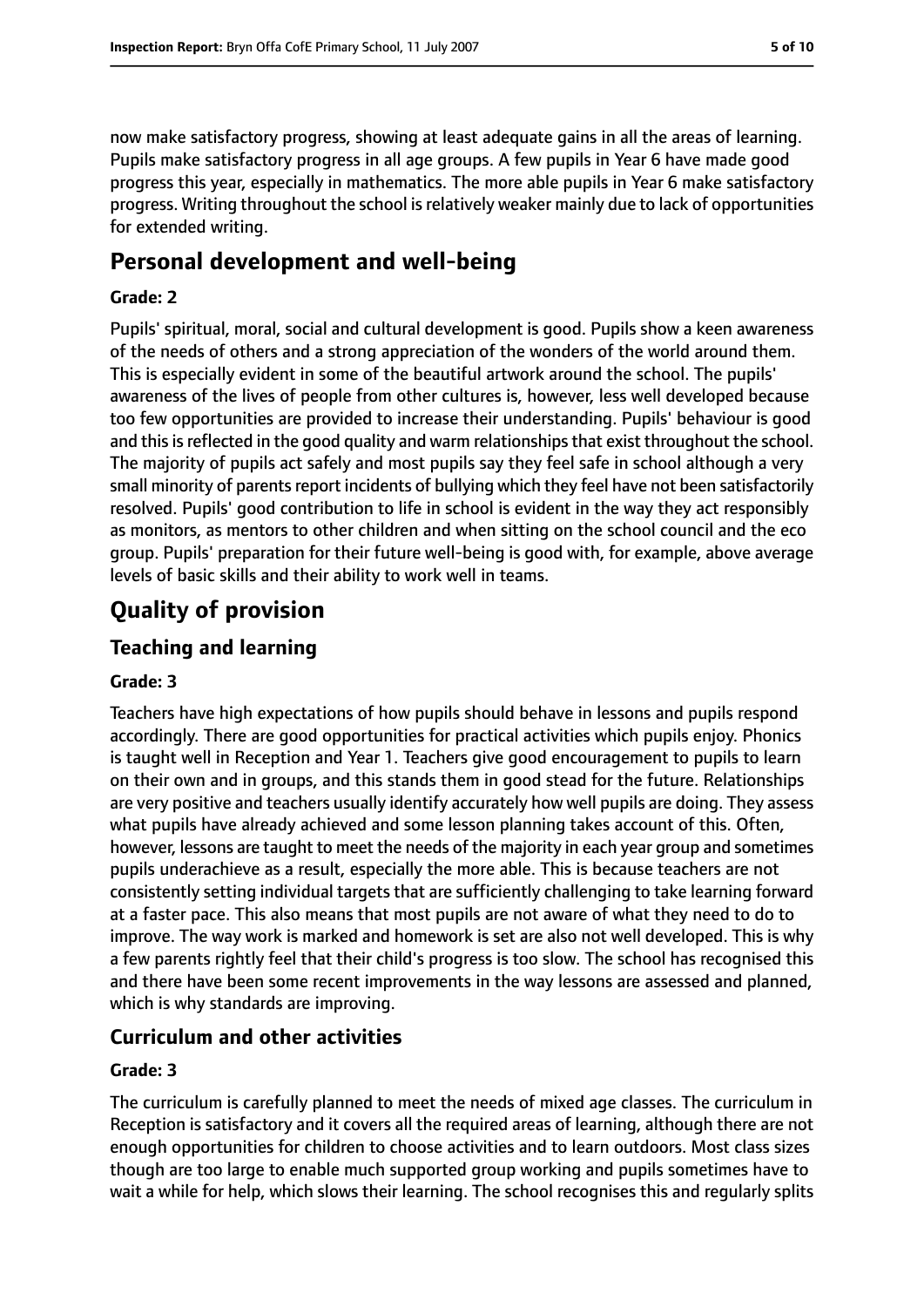now make satisfactory progress, showing at least adequate gains in all the areas of learning. Pupils make satisfactory progress in all age groups. A few pupils in Year 6 have made good progress this year, especially in mathematics. The more able pupils in Year 6 make satisfactory progress. Writing throughout the school is relatively weaker mainly due to lack of opportunities for extended writing.

## Personal development and well-being

#### Grade: 2

Pupils' spiritual, moral, social and cultural development is good. Pupils show a keen awareness of the needs of others and a strong appreciation of the wonders of the world around them. This is especially evident in some of the beautiful artwork around the school. The pupils' awareness of the lives of people from other cultures is, however, less well developed because too few opportunities are provided to increase their understanding. Pupils' behaviour is good and this is reflected in the good quality and warm relationships that exist throughout the school. The majority of pupils act safely and most pupils say they feel safe in school although a very small minority of parents report incidents of bullying which they feel have not been satisfactorily resolved. Pupils' good contribution to life in school is evident in the way they act responsibly as monitors, as mentors to other children and when sitting on the school council and the eco group. Pupils' preparation for their future well-being is good with, for example, above average levels of basic skills and their ability to work well in teams.

# Quality of provision

## Teaching and learning

#### Grade: 3

Teachers have high expectations of how pupils should behave in lessons and pupils respond accordingly. There are good opportunities for practical activities which pupils enjoy. Phonics is taught well in Reception and Year 1. Teachers give good encouragement to pupils to learn on their own and in groups, and this stands them in good stead for the future. Relationships are very positive and teachers usually identify accurately how well pupils are doing. They assess what pupils have already achieved and some lesson planning takes account of this. Often, however, lessons are taught to meet the needs of the majority in each year group and sometimes pupils underachieve as a result, especially the more able. This is because teachers are not consistently setting individual targets that are sufficiently challenging to take learning forward at a faster pace. This also means that most pupils are not aware of what they need to do to improve. The way work is marked and homework is set are also not well developed. This is why a few parents rightly feel that their child's progress is too slow. The school has recognised this and there have been some recent improvements in the way lessons are assessed and planned, which is why standards are improving.

## Curriculum and other activities

#### Grade: 3

The curriculum is carefully planned to meet the needs of mixed age classes. The curriculum in Reception is satisfactory and it covers all the required areas of learning, although there are not enough opportunities for children to choose activities and to learn outdoors. Most class sizes though are too large to enable much supported group working and pupils sometimes have to wait a while for help, which slows their learning. The school recognises this and regularly splits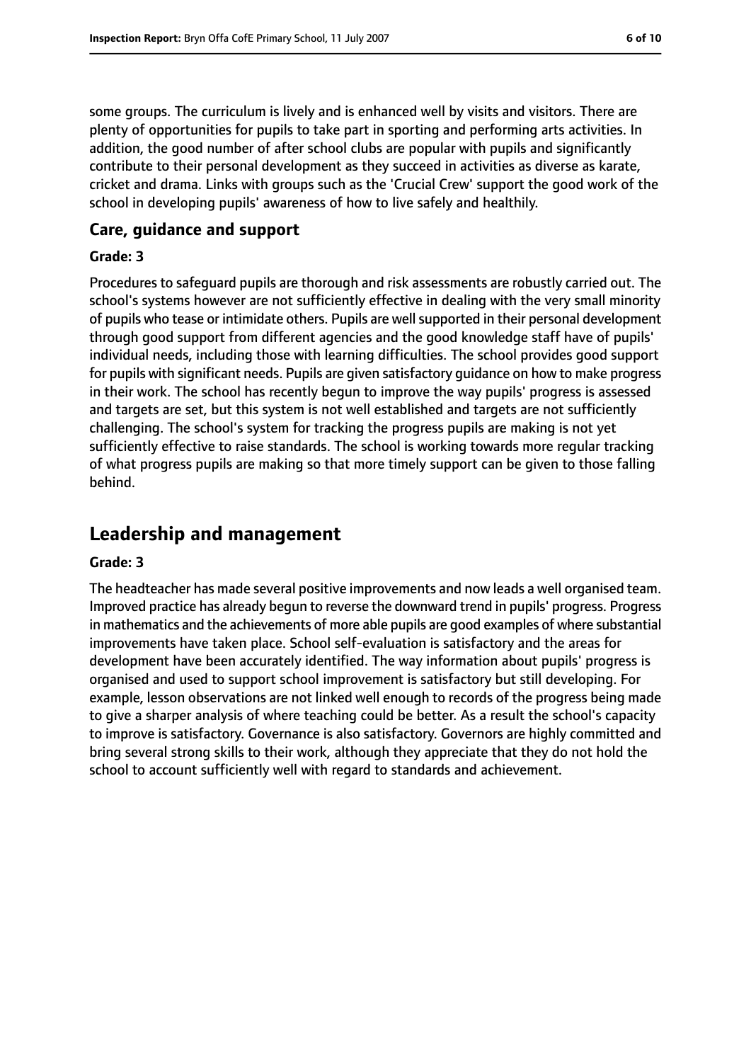some groups. The curriculum is lively and is enhanced well by visits and visitors. There are plenty of opportunities for pupils to take part in sporting and performing arts activities. In addition, the good number of after school clubs are popular with pupils and significantly contribute to their personal development as they succeed in activities as diverse as karate, cricket and drama. Links with groups such as the 'Crucial Crew' support the good work of the school in developing pupils' awareness of how to live safely and healthily.

### Care, guidance and support

#### Grade: 3

Procedures to safeguard pupils are thorough and risk assessments are robustly carried out. The school's systems however are not sufficiently effective in dealing with the very small minority of pupils who tease or intimidate others. Pupils are well supported in their personal development through good support from different agencies and the good knowledge staff have of pupils' individual needs, including those with learning difficulties. The school provides good support for pupils with significant needs. Pupils are given satisfactory guidance on how to make progress in their work. The school has recently begun to improve the way pupils' progress is assessed and targets are set, but this system is not well established and targets are not sufficiently challenging. The school's system for tracking the progress pupils are making is not yet sufficiently effective to raise standards. The school is working towards more regular tracking of what progress pupils are making so that more timely support can be given to those falling behind.

## Leadership and management

#### Grade: 3

The headteacher has made several positive improvements and now leads a well organised team. Improved practice has already begun to reverse the downward trend in pupils' progress. Progress in mathematics and the achievements of more able pupils are good examples of where substantial improvements have taken place. School self-evaluation is satisfactory and the areas for development have been accurately identified. The way information about pupils' progress is organised and used to support school improvement is satisfactory but still developing. For example, lesson observations are not linked well enough to records of the progress being made to give a sharper analysis of where teaching could be better. As a result the school's capacity to improve is satisfactory. Governance is also satisfactory. Governors are highly committed and bring several strong skills to their work, although they appreciate that they do not hold the school to account sufficiently well with regard to standards and achievement.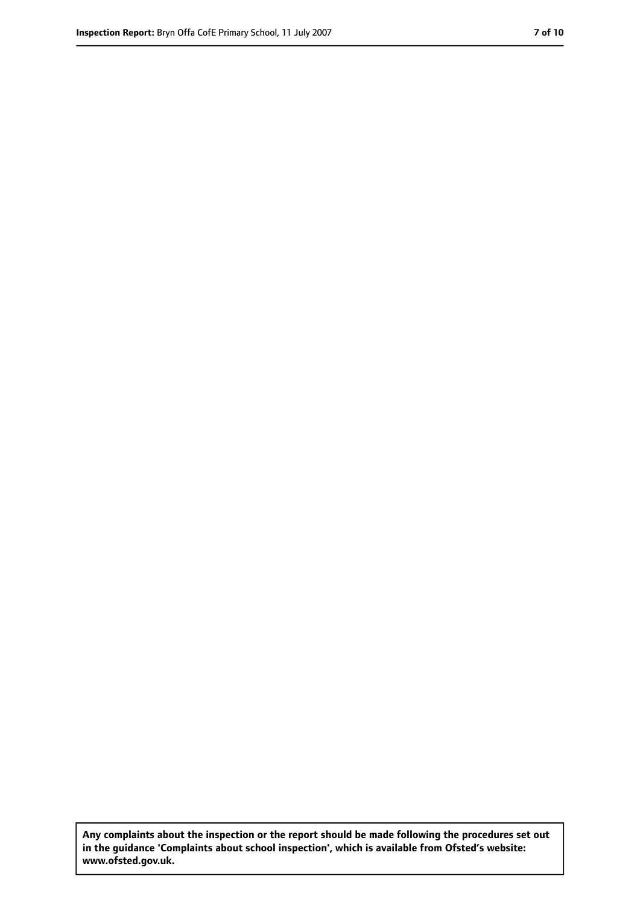**Any complaints about the inspection or the report should be made following the procedures set out in the guidance 'Complaints about school inspection', which is available from Ofsted's website: www.ofsted.gov.uk.**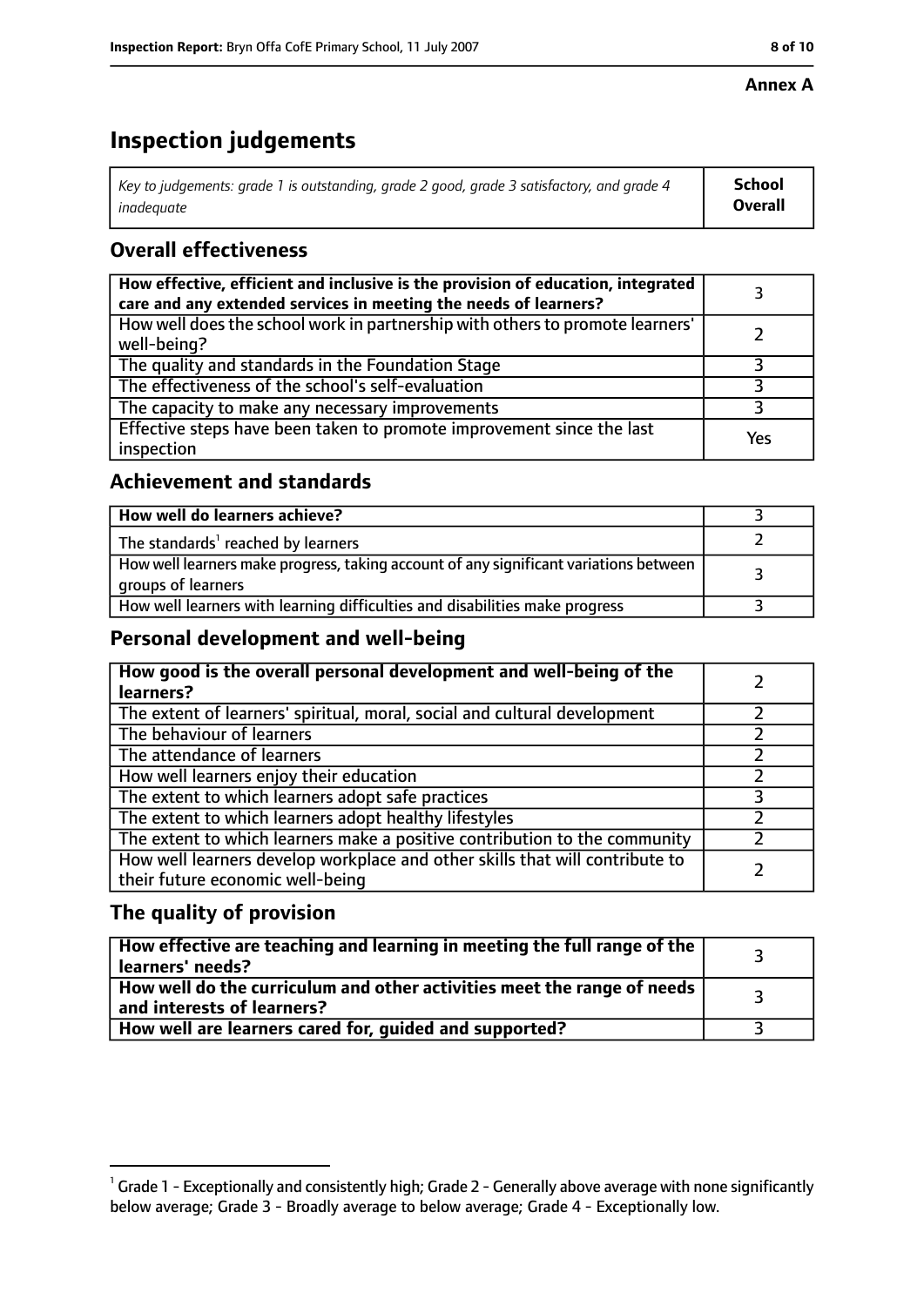**Annex A**

# Inspection judgements

| *Key to judgements: grade 1 is outstanding, grade 2 good, grade 3 satisfactory, and grade 4 inadequate* | **School Overall** |
|---|---|

## Overall effectiveness

| | |
|---|---|
| **How effective, efficient and inclusive is the provision of education, integrated care and any extended services in meeting the needs of learners?** | 3 |
| How well does the school work in partnership with others to promote learners' well-being? | 2 |
| The quality and standards in the Foundation Stage | 3 |
| The effectiveness of the school's self-evaluation | 3 |
| The capacity to make any necessary improvements | 3 |
| Effective steps have been taken to promote improvement since the last inspection | Yes |

## Achievement and standards

| | |
|---|---|
| **How well do learners achieve?** | 3 |
| The standards[1] reached by learners | 2 |
| How well learners make progress, taking account of any significant variations between groups of learners | 3 |
| How well learners with learning difficulties and disabilities make progress | 3 |

## Personal development and well-being

| | |
|---|---|
| **How good is the overall personal development and well-being of the learners?** | 2 |
| The extent of learners' spiritual, moral, social and cultural development | 2 |
| The behaviour of learners | 2 |
| The attendance of learners | 2 |
| How well learners enjoy their education | 2 |
| The extent to which learners adopt safe practices | 3 |
| The extent to which learners adopt healthy lifestyles | 2 |
| The extent to which learners make a positive contribution to the community | 2 |
| How well learners develop workplace and other skills that will contribute to their future economic well-being | 2 |

## The quality of provision

| | |
|---|---|
| **How effective are teaching and learning in meeting the full range of the learners' needs?** | 3 |
| **How well do the curriculum and other activities meet the range of needs and interests of learners?** | 3 |
| **How well are learners cared for, guided and supported?** | 3 |

[1] Grade 1 - Exceptionally and consistently high; Grade 2 - Generally above average with none significantly below average; Grade 3 - Broadly average to below average; Grade 4 - Exceptionally low.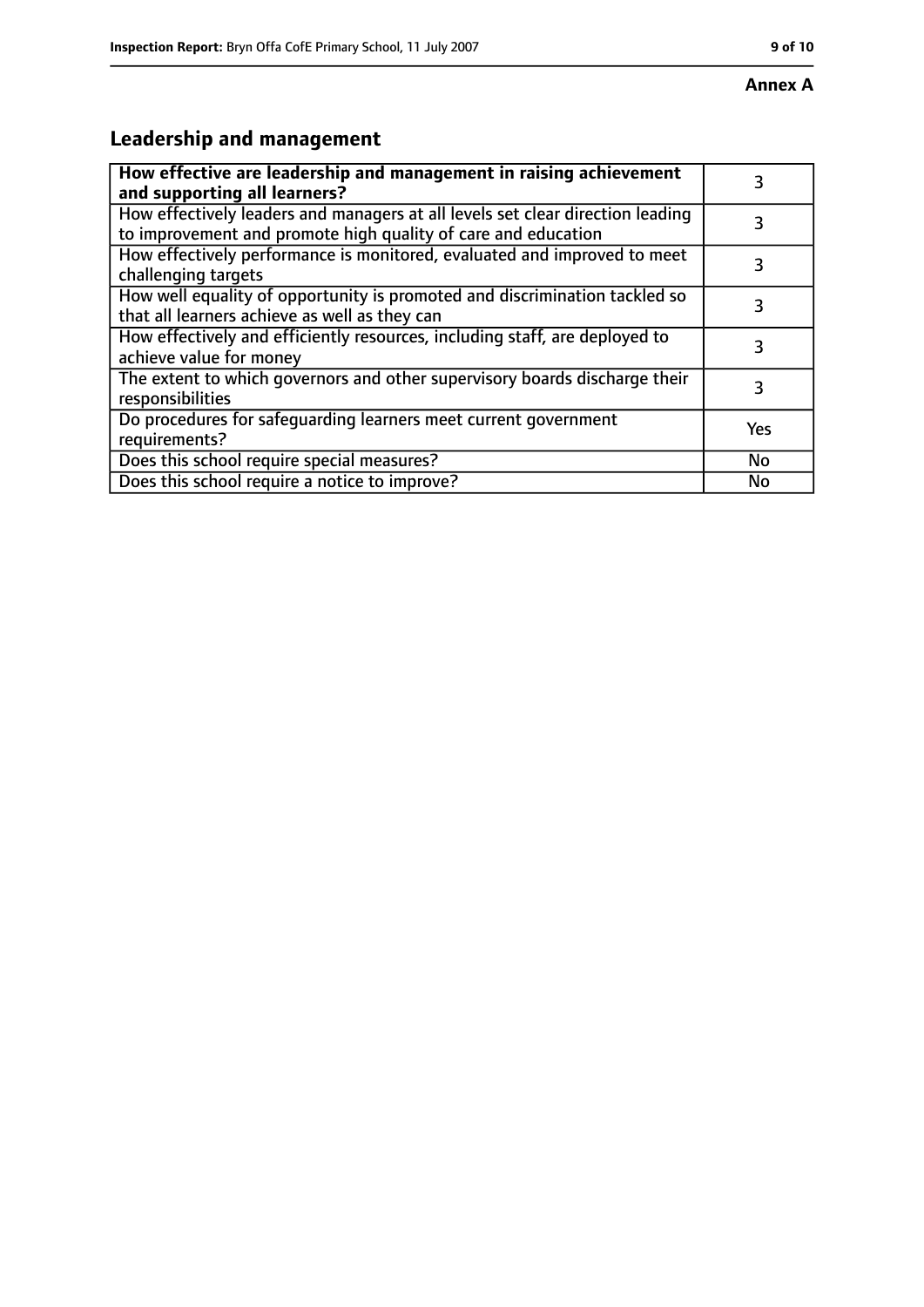**Annex A**

## Leadership and management

| **How effective are leadership and management in raising achievement and supporting all learners?** | 3 |
|---|---|
| How effectively leaders and managers at all levels set clear direction leading to improvement and promote high quality of care and education | 3 |
| How effectively performance is monitored, evaluated and improved to meet challenging targets | 3 |
| How well equality of opportunity is promoted and discrimination tackled so that all learners achieve as well as they can | 3 |
| How effectively and efficiently resources, including staff, are deployed to achieve value for money | 3 |
| The extent to which governors and other supervisory boards discharge their responsibilities | 3 |
| Do procedures for safeguarding learners meet current government requirements? | Yes |
| Does this school require special measures? | No |
| Does this school require a notice to improve? | No |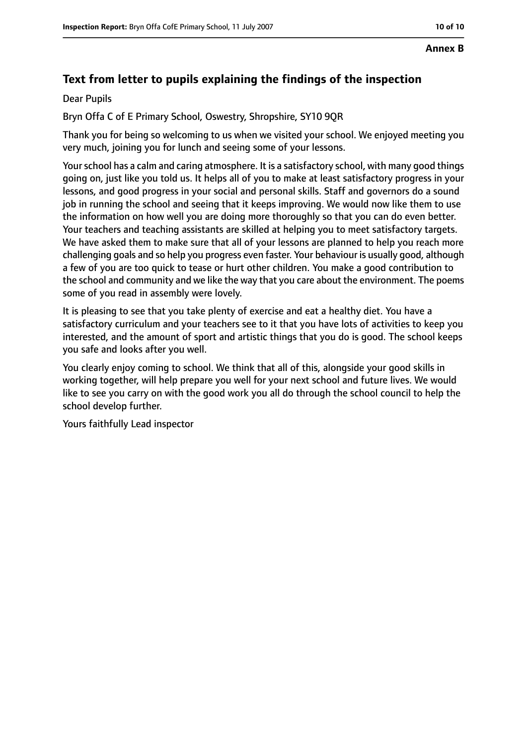**Annex B**

## Text from letter to pupils explaining the findings of the inspection

Dear Pupils

Bryn Offa C of E Primary School, Oswestry, Shropshire, SY10 9QR

Thank you for being so welcoming to us when we visited your school. We enjoyed meeting you very much, joining you for lunch and seeing some of your lessons.

Your school has a calm and caring atmosphere. It is a satisfactory school, with many good things going on, just like you told us. It helps all of you to make at least satisfactory progress in your lessons, and good progress in your social and personal skills. Staff and governors do a sound job in running the school and seeing that it keeps improving. We would now like them to use the information on how well you are doing more thoroughly so that you can do even better. Your teachers and teaching assistants are skilled at helping you to meet satisfactory targets. We have asked them to make sure that all of your lessons are planned to help you reach more challenging goals and so help you progress even faster. Your behaviour is usually good, although a few of you are too quick to tease or hurt other children. You make a good contribution to the school and community and we like the way that you care about the environment. The poems some of you read in assembly were lovely.

It is pleasing to see that you take plenty of exercise and eat a healthy diet. You have a satisfactory curriculum and your teachers see to it that you have lots of activities to keep you interested, and the amount of sport and artistic things that you do is good. The school keeps you safe and looks after you well.

You clearly enjoy coming to school. We think that all of this, alongside your good skills in working together, will help prepare you well for your next school and future lives. We would like to see you carry on with the good work you all do through the school council to help the school develop further.

Yours faithfully Lead inspector